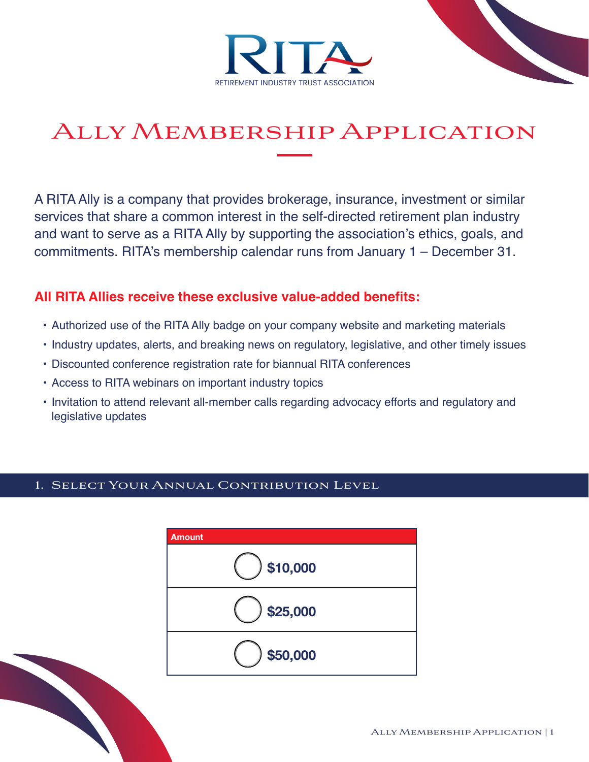RITA

RETIREMENT INDUSTRY TRUST ASSOCIATION

# Ally Membership Application

A RITA Ally is a company that provides brokerage, insurance, investment or similar services that share a common interest in the self-directed retirement plan industry and want to serve as a RITA Ally by supporting the association's ethics, goals, and commitments. RITA's membership calendar runs from January 1 – December 31.

**All RITA Allies receive these exclusive value-added benefits:**

- Authorized use of the RITA Ally badge on your company website and marketing materials
- Industry updates, alerts, and breaking news on regulatory, legislative, and other timely issues
- Discounted conference registration rate for biannual RITA conferences
- Access to RITA webinars on important industry topics
- Invitation to attend relevant all-member calls regarding advocacy efforts and regulatory and legislative updates

## 1. Select Your Annual Contribution Level

| Amount |
| --- |
| ◯ **$10,000** |
| ◯ **$25,000** |
| ◯ **$50,000** |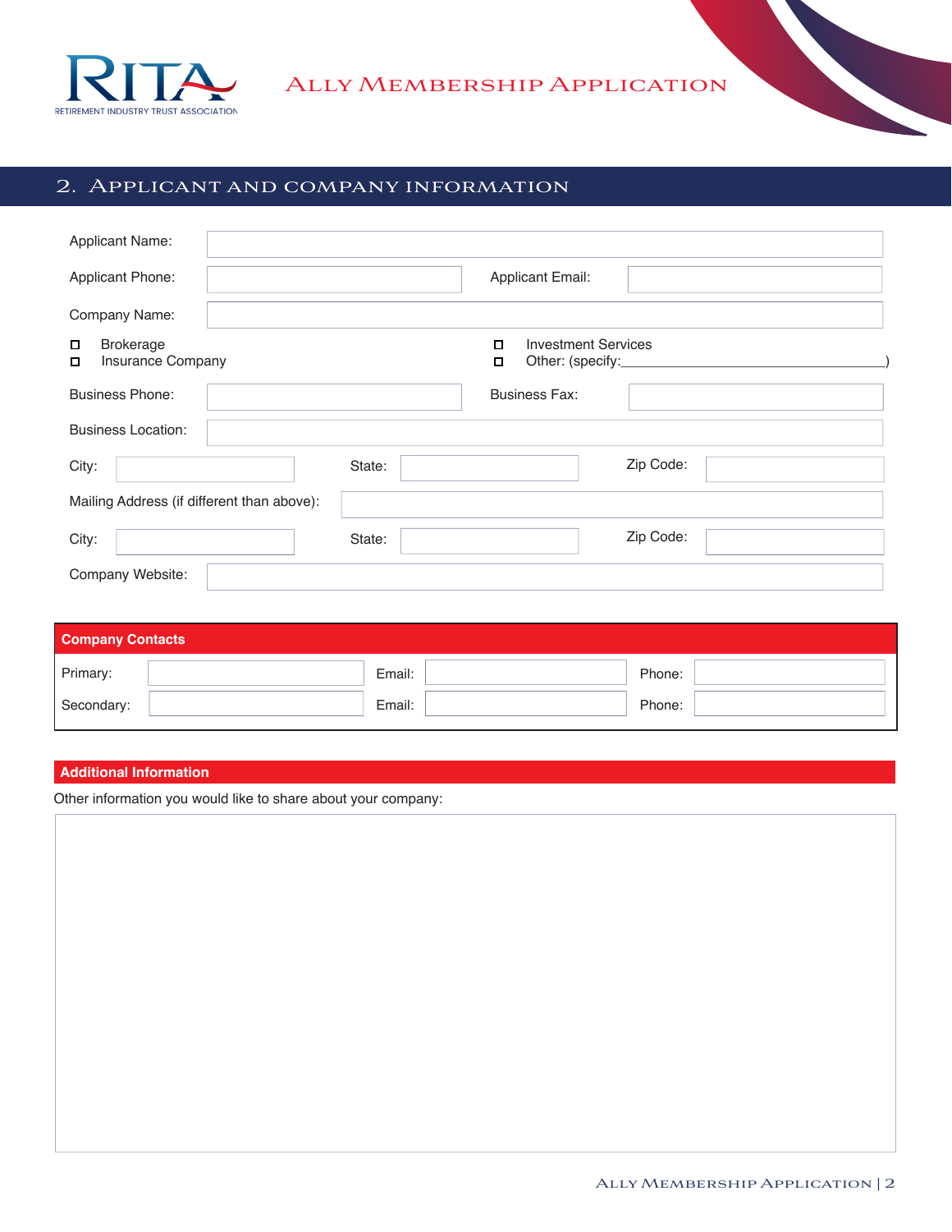# ALLY MEMBERSHIP APPLICATION

## 2. APPLICANT AND COMPANY INFORMATION

Applicant Name:

Applicant Phone: Applicant Email:

Company Name:

- ☐ Brokerage
- ☐ Insurance Company
- ☐ Investment Services
- ☐ Other: (specify:________________________________________)

Business Phone: Business Fax:

Business Location:

City: State: Zip Code:

Mailing Address (if different than above):

City: State: Zip Code:

Company Website:

**Company Contacts**

| Primary: | | Email: | | Phone: | |
|---|---|---|---|---|---|
| Secondary: | | Email: | | Phone: | |

**Additional Information**

Other information you would like to share about your company: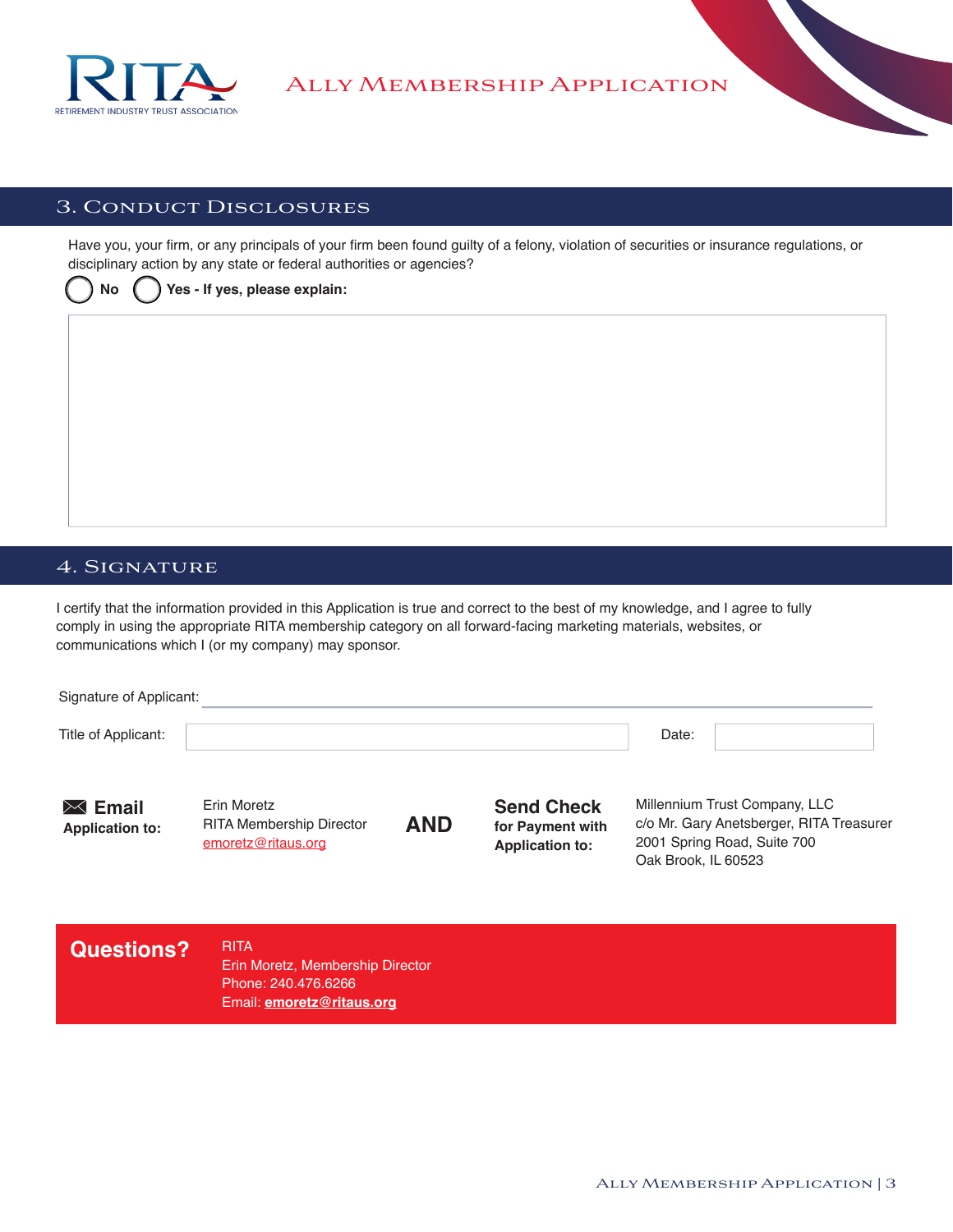RITA
RETIREMENT INDUSTRY TRUST ASSOCIATION

# Ally Membership Application

## 3. Conduct Disclosures

Have you, your firm, or any principals of your firm been found guilty of a felony, violation of securities or insurance regulations, or disciplinary action by any state or federal authorities or agencies?

◯ **No** ◯ **Yes - If yes, please explain:**

## 4. Signature

I certify that the information provided in this Application is true and correct to the best of my knowledge, and I agree to fully comply in using the appropriate RITA membership category on all forward-facing marketing materials, websites, or communications which I (or my company) may sponsor.

Signature of Applicant: ______________________________

Title of Applicant: ______________________________ Date: __________

**Email Application to:**

Erin Moretz
RITA Membership Director
emoretz@ritaus.org

**AND**

**Send Check for Payment with Application to:**

Millennium Trust Company, LLC
c/o Mr. Gary Anetsberger, RITA Treasurer
2001 Spring Road, Suite 700
Oak Brook, IL 60523

**Questions?**

RITA
Erin Moretz, Membership Director
Phone: 240.476.6266
Email: **emoretz@ritaus.org**